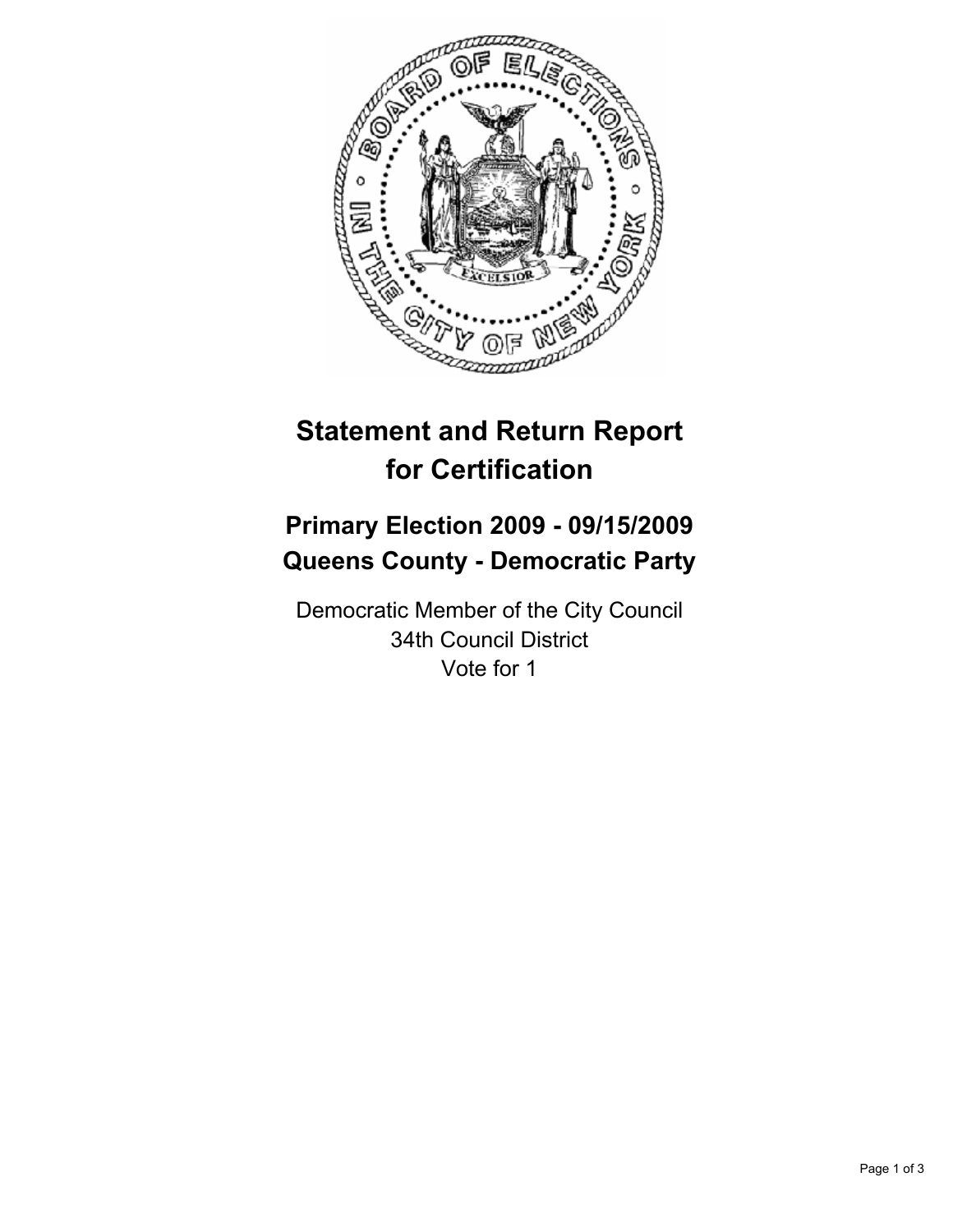# Statement and Return Report for Certification

## Primary Election 2009 - 09/15/2009
## Queens County - Democratic Party

Democratic Member of the City Council
34th Council District
Vote for 1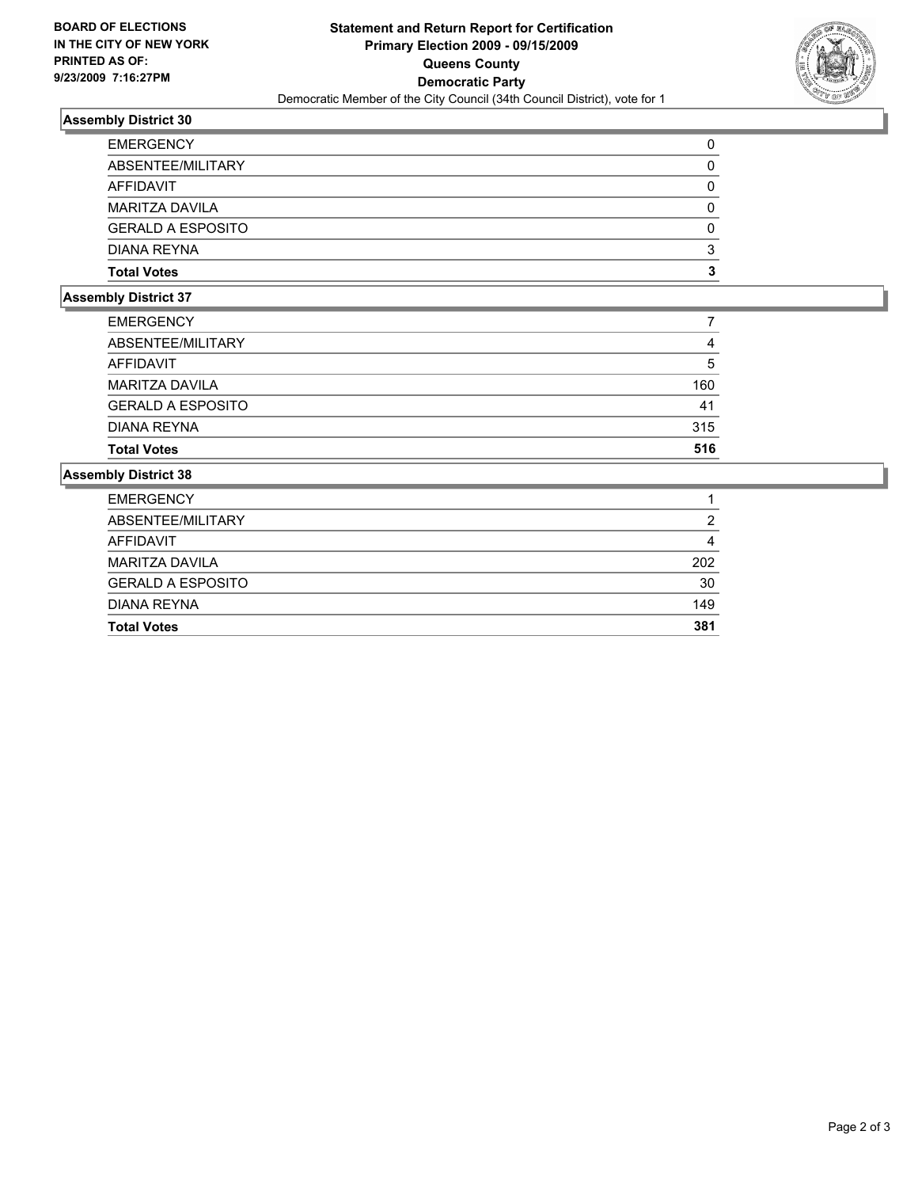**BOARD OF ELECTIONS IN THE CITY OF NEW YORK PRINTED AS OF: 9/23/2009 7:16:27PM**

# Statement and Return Report for Certification
## Primary Election 2009 - 09/15/2009
## Queens County
## Democratic Party

Democratic Member of the City Council (34th Council District), vote for 1

### Assembly District 30

| | |
|---|---|
| EMERGENCY | 0 |
| ABSENTEE/MILITARY | 0 |
| AFFIDAVIT | 0 |
| MARITZA DAVILA | 0 |
| GERALD A ESPOSITO | 0 |
| DIANA REYNA | 3 |
| **Total Votes** | **3** |

### Assembly District 37

| | |
|---|---|
| EMERGENCY | 7 |
| ABSENTEE/MILITARY | 4 |
| AFFIDAVIT | 5 |
| MARITZA DAVILA | 160 |
| GERALD A ESPOSITO | 41 |
| DIANA REYNA | 315 |
| **Total Votes** | **516** |

### Assembly District 38

| | |
|---|---|
| EMERGENCY | 1 |
| ABSENTEE/MILITARY | 2 |
| AFFIDAVIT | 4 |
| MARITZA DAVILA | 202 |
| GERALD A ESPOSITO | 30 |
| DIANA REYNA | 149 |
| **Total Votes** | **381** |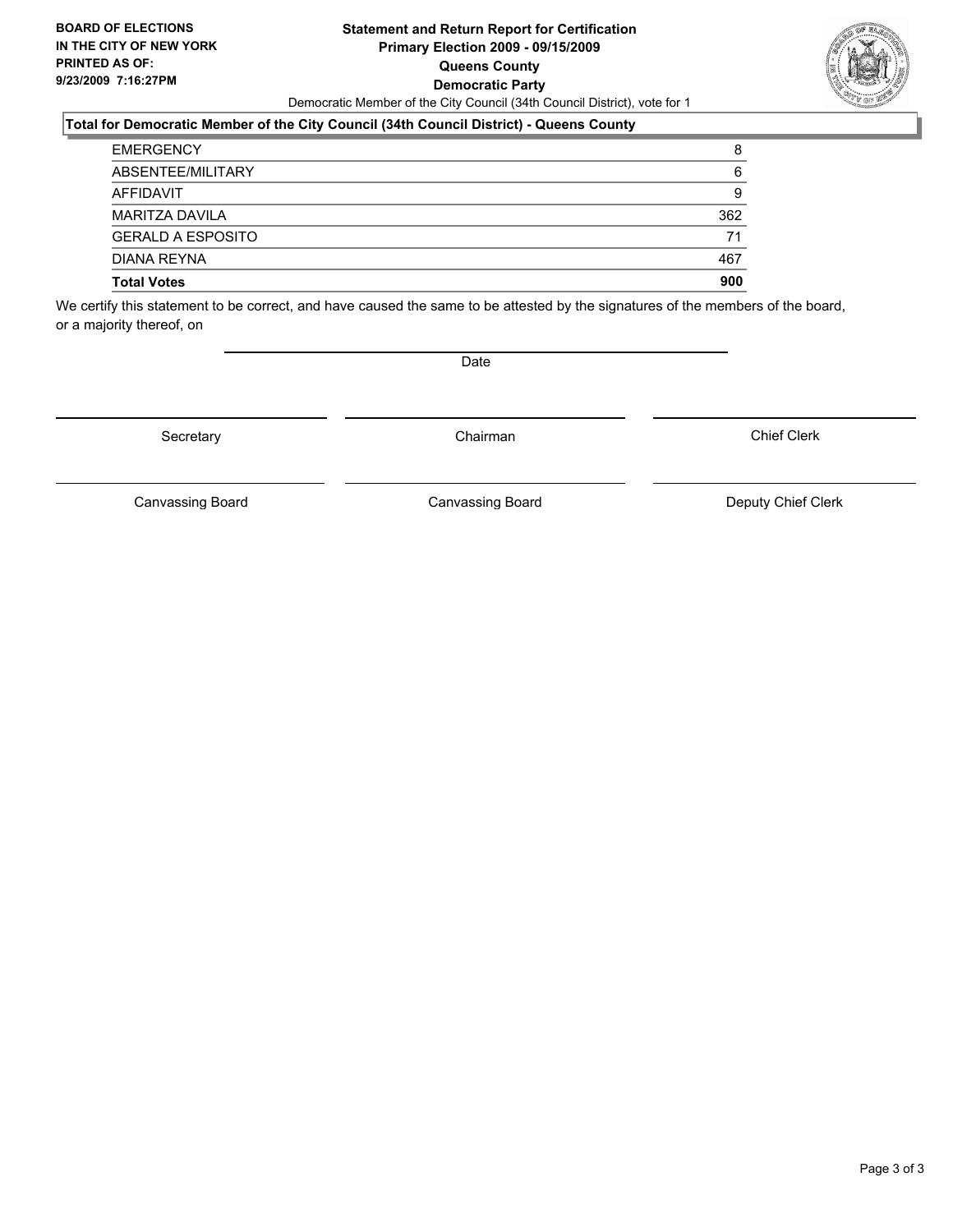**BOARD OF ELECTIONS IN THE CITY OF NEW YORK PRINTED AS OF: 9/23/2009 7:16:27PM**

**Statement and Return Report for Certification**
**Primary Election 2009 - 09/15/2009**
**Queens County**
**Democratic Party**

Democratic Member of the City Council (34th Council District), vote for 1

### Total for Democratic Member of the City Council (34th Council District) - Queens County

| | |
|---|---|
| EMERGENCY | 8 |
| ABSENTEE/MILITARY | 6 |
| AFFIDAVIT | 9 |
| MARITZA DAVILA | 362 |
| GERALD A ESPOSITO | 71 |
| DIANA REYNA | 467 |
| **Total Votes** | **900** |

We certify this statement to be correct, and have caused the same to be attested by the signatures of the members of the board, or a majority thereof, on

Date

Secretary

Chairman

Chief Clerk

Canvassing Board

Canvassing Board

Deputy Chief Clerk